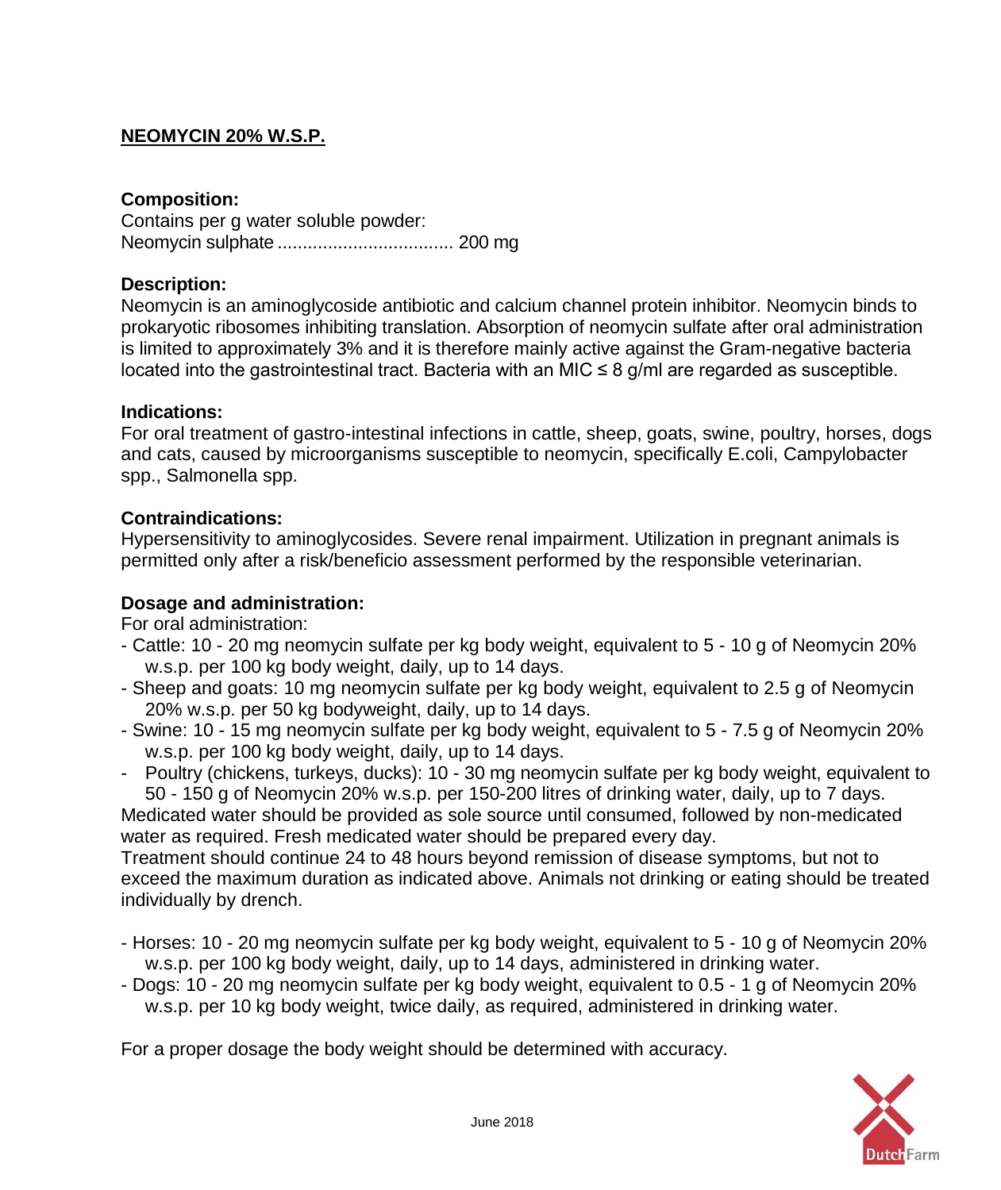**NEOMYCIN 20% W.S.P.**

**Composition:**

Contains per g water soluble powder:
Neomycin sulphate .................................. 200 mg

**Description:**

Neomycin is an aminoglycoside antibiotic and calcium channel protein inhibitor. Neomycin binds to prokaryotic ribosomes inhibiting translation. Absorption of neomycin sulfate after oral administration is limited to approximately 3% and it is therefore mainly active against the Gram-negative bacteria located into the gastrointestinal tract. Bacteria with an MIC ≤ 8 g/ml are regarded as susceptible.

**Indications:**

For oral treatment of gastro-intestinal infections in cattle, sheep, goats, swine, poultry, horses, dogs and cats, caused by microorganisms susceptible to neomycin, specifically E.coli, Campylobacter spp., Salmonella spp.

**Contraindications:**

Hypersensitivity to aminoglycosides. Severe renal impairment. Utilization in pregnant animals is permitted only after a risk/beneficio assessment performed by the responsible veterinarian.

**Dosage and administration:**

For oral administration:

- Cattle: 10 - 20 mg neomycin sulfate per kg body weight, equivalent to 5 - 10 g of Neomycin 20% w.s.p. per 100 kg body weight, daily, up to 14 days.
- Sheep and goats: 10 mg neomycin sulfate per kg body weight, equivalent to 2.5 g of Neomycin 20% w.s.p. per 50 kg bodyweight, daily, up to 14 days.
- Swine: 10 - 15 mg neomycin sulfate per kg body weight, equivalent to 5 - 7.5 g of Neomycin 20% w.s.p. per 100 kg body weight, daily, up to 14 days.
- Poultry (chickens, turkeys, ducks): 10 - 30 mg neomycin sulfate per kg body weight, equivalent to 50 - 150 g of Neomycin 20% w.s.p. per 150-200 litres of drinking water, daily, up to 7 days.

Medicated water should be provided as sole source until consumed, followed by non-medicated water as required. Fresh medicated water should be prepared every day.

Treatment should continue 24 to 48 hours beyond remission of disease symptoms, but not to exceed the maximum duration as indicated above. Animals not drinking or eating should be treated individually by drench.

- Horses: 10 - 20 mg neomycin sulfate per kg body weight, equivalent to 5 - 10 g of Neomycin 20% w.s.p. per 100 kg body weight, daily, up to 14 days, administered in drinking water.
- Dogs: 10 - 20 mg neomycin sulfate per kg body weight, equivalent to 0.5 - 1 g of Neomycin 20% w.s.p. per 10 kg body weight, twice daily, as required, administered in drinking water.

For a proper dosage the body weight should be determined with accuracy.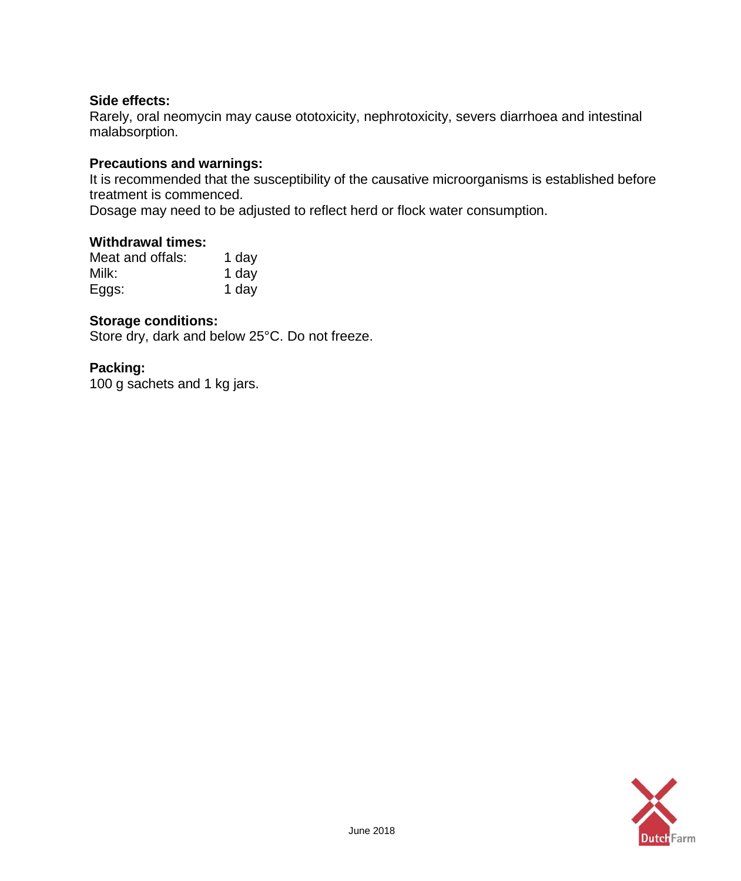**Side effects:**

Rarely, oral neomycin may cause ototoxicity, nephrotoxicity, severs diarrhoea and intestinal malabsorption.

**Precautions and warnings:**

It is recommended that the susceptibility of the causative microorganisms is established before treatment is commenced.

Dosage may need to be adjusted to reflect herd or flock water consumption.

**Withdrawal times:**

| | |
|---|---|
| Meat and offals: | 1 day |
| Milk: | 1 day |
| Eggs: | 1 day |

**Storage conditions:**

Store dry, dark and below 25°C. Do not freeze.

**Packing:**

100 g sachets and 1 kg jars.

June 2018